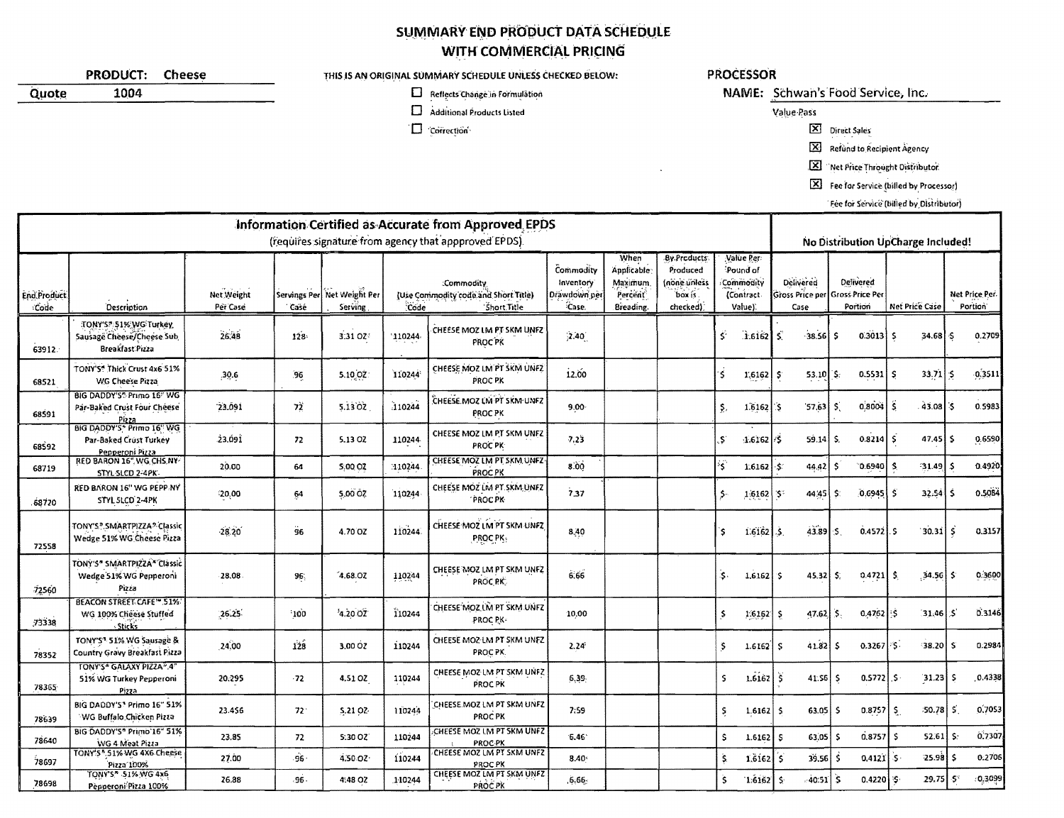# SUMMARY END PRODUCT DATA SCHEDULE
## WITH COMMERCIAL PRICING

**PRODUCT:** Cheese

**Quote** 1004

THIS IS AN ORIGINAL SUMMARY SCHEDULE UNLESS CHECKED BELOW:

- ☐ Reflects Change in Formulation
- ☐ Additional Products Listed
- ☐ Correction

**PROCESSOR**

**NAME:** Schwan's Food Service, Inc.

Value Pass

- ☒ Direct Sales
- ☒ Refund to Recipient Agency
- ☒ Net Price Throught Distributor
- ☒ Fee for Service (billed by Processor)
- Fee for Service (billed by Distributor)

| Information Certified as Accurate from Approved EPDS (requires signature from agency that appproved EPDS) | | | | | | | | | | | | No Distribution UpCharge Included! | | | |
|---|---|---|---|---|---|---|---|---|---|---|---|---|---|---|---|
| End Product Code | Description | Net Weight Per Case | Servings Per Case | Net Weight Per Serving | Commodity (Use Commodity code and Short Title) Code | Short Title | Commodity Inventory Drawdown per Case | When Applicable Maximum Percent Breading | By Products Produced (none unless box is checked) | Value Per Pound of Commodity (Contract Value) | Delivered Gross Price per Case | Delivered Gross Price Per Portion | Net Price Case | Net Price Per Portion |
| 63912 | TONY'S® 51% WG Turkey Sausage Cheese/Cheese Sub Breakfast Pizza | 26.48 | 128 | 3.31 OZ | 110244 | CHEESE MOZ LM PT SKM UNFZ PROC PK | 2.40 | | | $ 1.6162 | $ 38.56 | $ 0.3013 | $ 34.68 | $ 0.2709 |
| 68521 | TONY'S® Thick Crust 4x6 51% WG Cheese Pizza | 30.6 | 96 | 5.10 OZ | 110244 | CHEESE MOZ LM PT SKM UNFZ PROC PK | 12.00 | | | $ 1.6162 | $ 53.10 | $ 0.5531 | $ 33.71 | $ 0.3511 |
| 68591 | BIG DADDY'S® Primo 16" WG Par-Baked Crust Four Cheese Pizza | 23.091 | 72 | 5.13 OZ | 110244 | CHEESE MOZ LM PT SKM UNFZ PROC PK | 9.00 | | | $ 1.6162 | $ 57.63 | $ 0.8004 | $ 43.08 | $ 0.5983 |
| 68592 | BIG DADDY'S® Primo 16" WG Par-Baked Crust Turkey Pepperoni Pizza | 23.091 | 72 | 5.13 OZ | 110244 | CHEESE MOZ LM PT SKM UNFZ PROC PK | 7.23 | | | $ 1.6162 | $ 59.14 | $ 0.8214 | $ 47.45 | $ 0.6590 |
| 68719 | RED BARON 16" WG CHS NY STYL SLCD 2-4PK | 20.00 | 64 | 5.00 OZ | 110244 | CHEESE MOZ LM PT SKM UNFZ PROC PK | 8.00 | | | $ 1.6162 | $ 44.42 | $ 0.6940 | $ 31.49 | $ 0.4920 |
| 68720 | RED BARON 16" WG PEPP NY STYL SLCD 2-4PK | 20.00 | 64 | 5.00 OZ | 110244 | CHEESE MOZ LM PT SKM UNFZ PROC PK | 7.37 | | | $ 1.6162 | $ 44.45 | $ 0.6945 | $ 32.54 | $ 0.5084 |
| 72558 | TONY'S® SMARTPIZZA® Classic Wedge 51% WG Cheese Pizza | 28.20 | 96 | 4.70 OZ | 110244 | CHEESE MOZ LM PT SKM UNFZ PROC PK | 8.40 | | | $ 1.6162 | $ 43.89 | $ 0.4572 | $ 30.31 | $ 0.3157 |
| 72560 | TONY'S® SMARTPIZZA® Classic Wedge 51% WG Pepperoni Pizza | 28.08 | 96 | 4.68 OZ | 110244 | CHEESE MOZ LM PT SKM UNFZ PROC PK | 6.66 | | | $ 1.6162 | $ 45.32 | $ 0.4721 | $ 34.56 | $ 0.3600 |
| 73338 | BEACON STREET CAFE™ 51% WG 100% Cheese Stuffed Sticks | 26.25 | 100 | 4.20 OZ | 110244 | CHEESE MOZ LM PT SKM UNFZ PROC PK | 10.00 | | | $ 1.6162 | $ 47.62 | $ 0.4762 | $ 31.46 | $ 0.3146 |
| 78352 | TONY'S® 51% WG Sausage & Country Gravy Breakfast Pizza | 24.00 | 128 | 3.00 OZ | 110244 | CHEESE MOZ LM PT SKM UNFZ PROC PK | 2.24 | | | $ 1.6162 | $ 41.82 | $ 0.3267 | $ 38.20 | $ 0.2984 |
| 78365 | TONY'S® GALAXY PIZZA® 4" 51% WG Turkey Pepperoni Pizza | 20.295 | 72 | 4.51 OZ | 110244 | CHEESE MOZ LM PT SKM UNFZ PROC PK | 6.39 | | | $ 1.6162 | $ 41.56 | $ 0.5772 | $ 31.23 | $ 0.4338 |
| 78639 | BIG DADDY'S® Primo 16" 51% WG Buffalo Chicken Pizza | 23.456 | 72 | 5.21 OZ | 110244 | CHEESE MOZ LM PT SKM UNFZ PROC PK | 7.59 | | | $ 1.6162 | $ 63.05 | $ 0.8757 | $ 50.78 | $ 0.7053 |
| 78640 | BIG DADDY'S® Primo 16" 51% WG 4 Meat Pizza | 23.85 | 72 | 5.30 OZ | 110244 | CHEESE MOZ LM PT SKM UNFZ PROC PK | 6.46 | | | $ 1.6162 | $ 63.05 | $ 0.8757 | $ 52.61 | $ 0.7307 |
| 78697 | TONY'S® 51% WG 4X6 Cheese Pizza 100% | 27.00 | 96 | 4.50 OZ | 110244 | CHEESE MOZ LM PT SKM UNFZ PROC PK | 8.40 | | | $ 1.6162 | $ 39.56 | $ 0.4121 | $ 25.98 | $ 0.2706 |
| 78698 | TONY'S® 51% WG 4x6 Pepperoni Pizza 100% | 26.88 | 96 | 4.48 OZ | 110244 | CHEESE MOZ LM PT SKM UNFZ PROC PK | 6.66 | | | $ 1.6162 | $ 40.51 | $ 0.4220 | $ 29.75 | $ 0.3099 |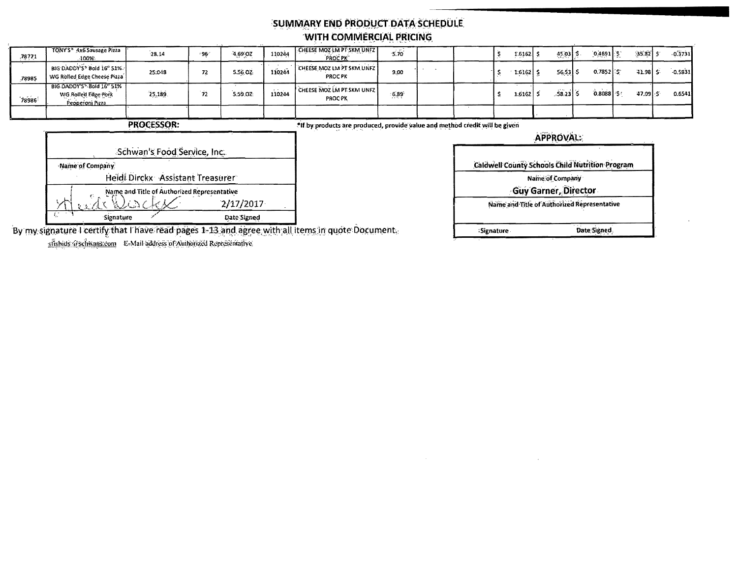# SUMMARY END PRODUCT DATA SCHEDULE
## WITH COMMERCIAL PRICING

| | | | | | | | | | | | | | | | | | | | |
|---|---|---|---|---|---|---|---|---|---|---|---|---|---|---|---|---|---|---|---|
| 78771 | TONY'S® 4x6 Sausage Pizza 100% | 28.14 | 96 | 4.69 OZ | 110244 | CHEESE MOZ LM PT SKM UNFZ PROC PK | 5.70 | | | $ | 1.6162 | $ | 45.03 | $ | 0.4691 | $ | 35.82 | $ | -0.3731 |
| 78985 | BIG DADDY'S® Bold 16" 51% WG Rolled Edge Cheese Pizza | 25.048 | 72 | 5.56 OZ | 110244 | CHEESE MOZ LM PT SKM UNFZ PROC PK | 9.00 | | | $ | 1.6162 | $ | 56.53 | $ | 0.7852 | $ | 41.98 | $ | -0.5831 |
| 78986 | BIG DADDY'S® Bold 16" 51% WG Rolled Edge Pork Pepperoni Pizza | 25.189 | 72 | 5.59 OZ | 110244 | CHEESE MOZ LM PT SKM UNFZ PROC PK | 6.89 | | | $ | 1.6162 | $ | 58.23 | $ | 0.8088 | $ | 47.09 | $ | 0.6541 |
| | | | | | | | | | | | | | | | | | | | |

**PROCESSOR:**

Schwan's Food Service, Inc.
Name of Company

Heidi Dirckx Assistant Treasurer
Name and Title of Authorized Representative

[Signature] 2/17/2017
Signature Date Signed

By my signature I certify that I have read pages 1-13 and agree with all items in quote Document.

slisbids@schwans.com E-Mail address of Authorized Representative

*If by products are produced, provide value and method credit will be given

**APPROVAL:**

Caldwell County Schools Child Nutrition Program
Name of Company

Guy Garner, Director
Name and Title of Authorized Representative

Signature Date Signed